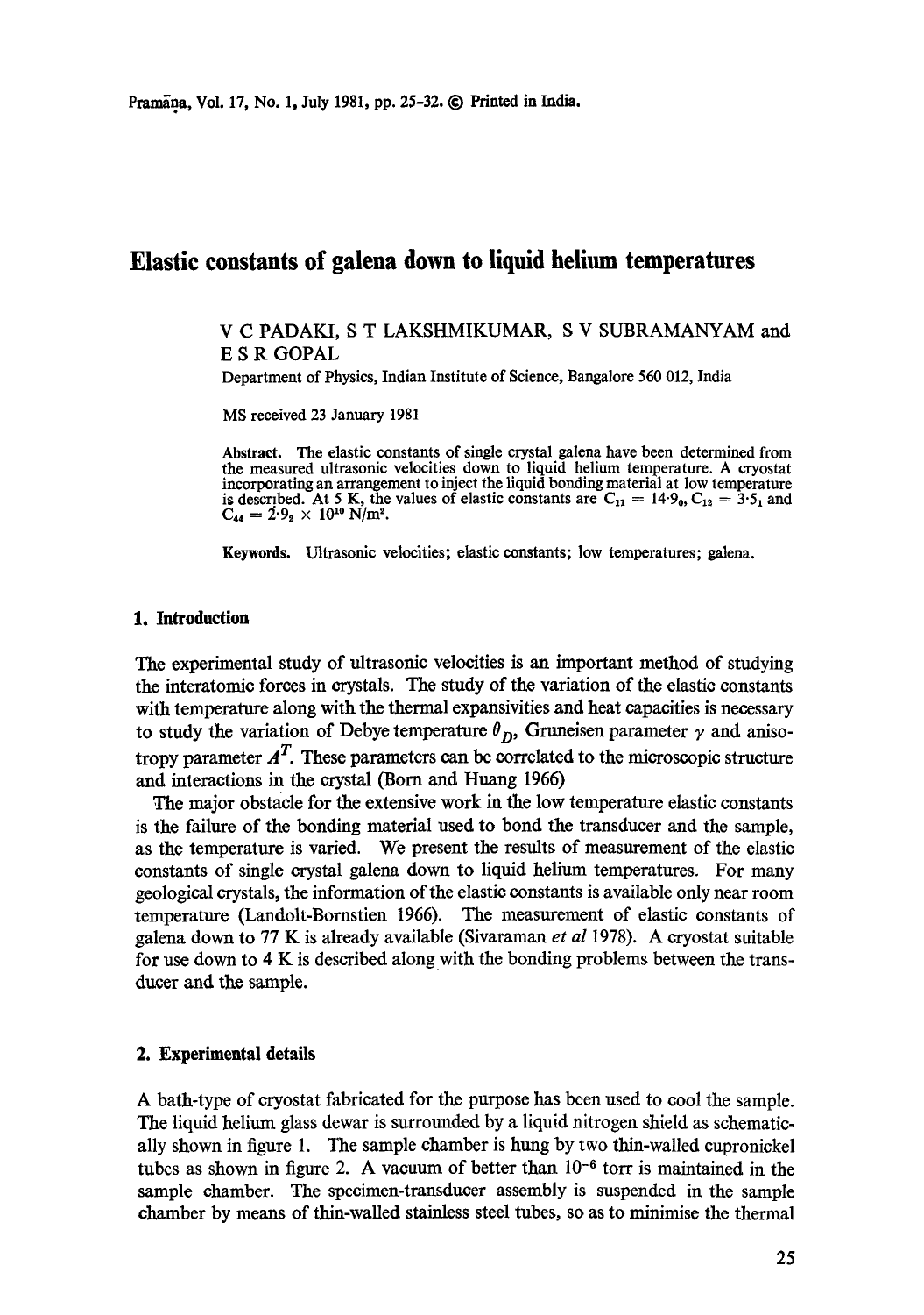# Elastic constants of galena down to liquid helium temperatures

V C PADAKI, S T LAKSHMIKUMAR, S V SUBRAMANYAM and E S R GOPAL

Department of Physics, Indian Institute of Science, Bangalore 560 012, India

MS received 23 January 1981

**Abstract.** The elastic constants of single crystal galena have been determined from the measured ultrasonic velocities down to liquid helium temperature. A cryostat incorporating an arrangement to inject the liquid bonding material at low temperature is described. At 5 K, the values of elastic constants are $C_{11} = 14{\cdot}9_0$, $C_{12} = 3{\cdot}5_1$ and $C_{44} = 2{\cdot}9_2 \times 10^{10}$ N/m$^2$.

**Keywords.** Ultrasonic velocities; elastic constants; low temperatures; galena.

## 1. Introduction

The experimental study of ultrasonic velocities is an important method of studying the interatomic forces in crystals. The study of the variation of the elastic constants with temperature along with the thermal expansivities and heat capacities is necessary to study the variation of Debye temperature $\theta_D$, Gruneisen parameter $\gamma$ and anisotropy parameter $A^T$. These parameters can be correlated to the microscopic structure and interactions in the crystal (Born and Huang 1966)

The major obstacle for the extensive work in the low temperature elastic constants is the failure of the bonding material used to bond the transducer and the sample, as the temperature is varied. We present the results of measurement of the elastic constants of single crystal galena down to liquid helium temperatures. For many geological crystals, the information of the elastic constants is available only near room temperature (Landolt-Bornstien 1966). The measurement of elastic constants of galena down to 77 K is already available (Sivaraman *et al* 1978). A cryostat suitable for use down to 4 K is described along with the bonding problems between the transducer and the sample.

## 2. Experimental details

A bath-type of cryostat fabricated for the purpose has been used to cool the sample. The liquid helium glass dewar is surrounded by a liquid nitrogen shield as schematically shown in figure 1. The sample chamber is hung by two thin-walled cupronickel tubes as shown in figure 2. A vacuum of better than $10^{-6}$ torr is maintained in the sample chamber. The specimen-transducer assembly is suspended in the sample chamber by means of thin-walled stainless steel tubes, so as to minimise the thermal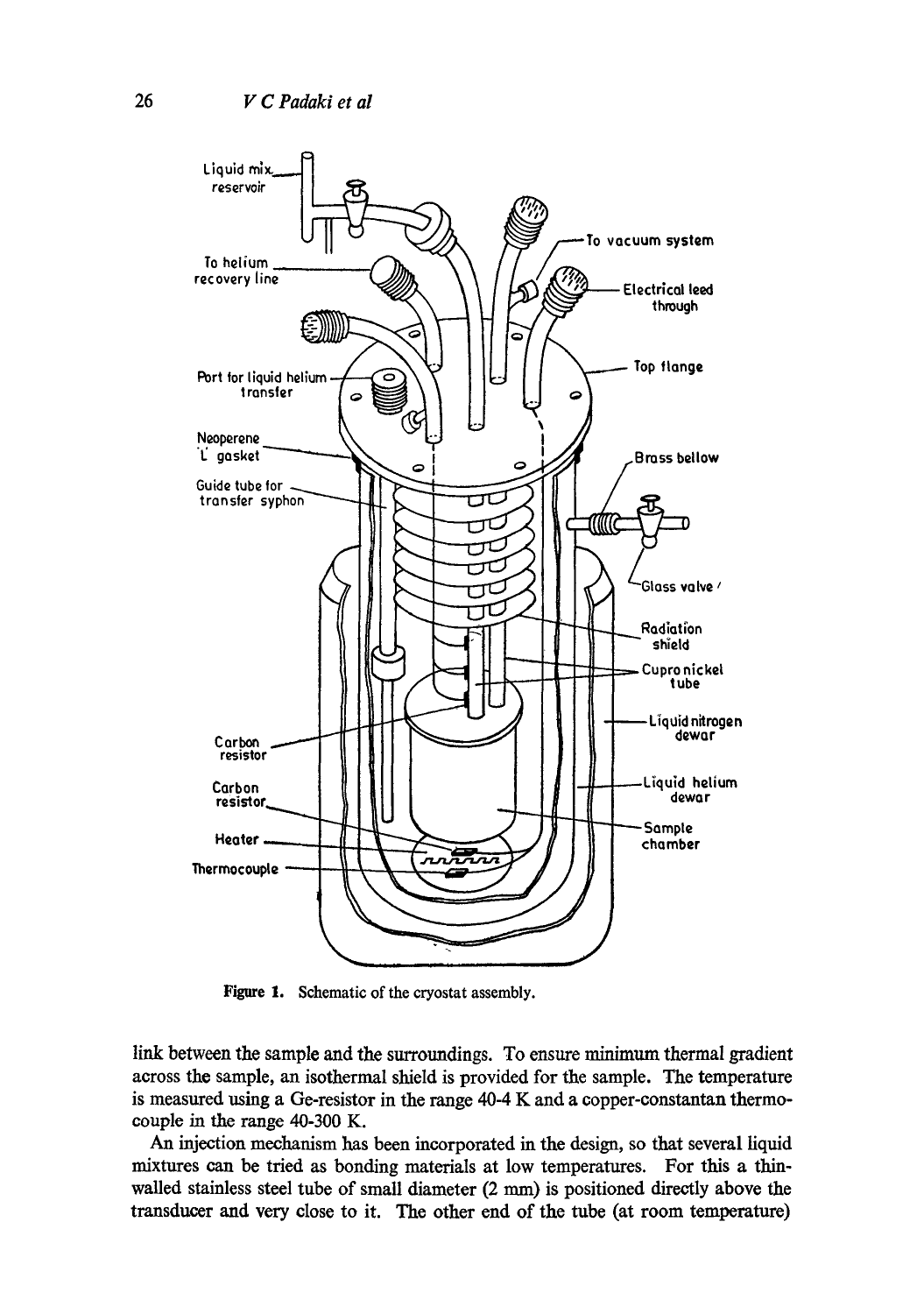Figure 1. Schematic of the cryostat assembly.

link between the sample and the surroundings. To ensure minimum thermal gradient across the sample, an isothermal shield is provided for the sample. The temperature is measured using a Ge-resistor in the range 40-4 K and a copper-constantan thermocouple in the range 40-300 K.

An injection mechanism has been incorporated in the design, so that several liquid mixtures can be tried as bonding materials at low temperatures. For this a thin-walled stainless steel tube of small diameter (2 mm) is positioned directly above the transducer and very close to it. The other end of the tube (at room temperature)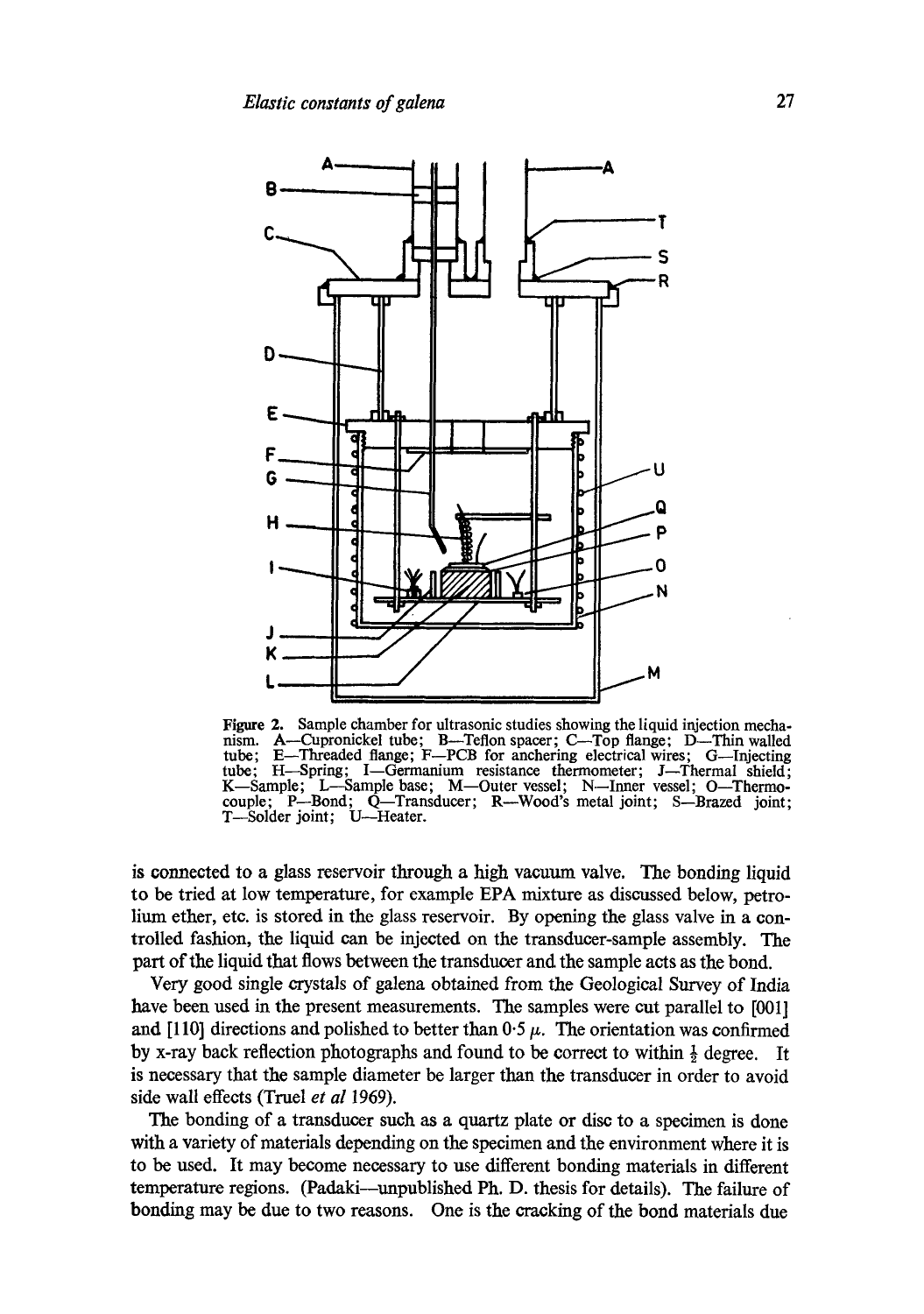Figure 2. Sample chamber for ultrasonic studies showing the liquid injection mechanism. A—Cupronickel tube; B—Teflon spacer; C—Top flange; D—Thin walled tube; E—Threaded flange; F—PCB for anchering electrical wires; G—Injecting tube; H—Spring; I—Germanium resistance thermometer; J—Thermal shield; K—Sample; L—Sample base; M—Outer vessel; N—Inner vessel; O—Thermocouple; P—Bond; Q—Transducer; R—Wood's metal joint; S—Brazed joint; T—Solder joint; U—Heater.

is connected to a glass reservoir through a high vacuum valve. The bonding liquid to be tried at low temperature, for example EPA mixture as discussed below, petrolium ether, etc. is stored in the glass reservoir. By opening the glass valve in a controlled fashion, the liquid can be injected on the transducer-sample assembly. The part of the liquid that flows between the transducer and the sample acts as the bond.

Very good single crystals of galena obtained from the Geological Survey of India have been used in the present measurements. The samples were cut parallel to [001] and [110] directions and polished to better than $0{\cdot}5\ \mu$. The orientation was confirmed by x-ray back reflection photographs and found to be correct to within $\frac{1}{2}$ degree. It is necessary that the sample diameter be larger than the transducer in order to avoid side wall effects (Truel *et al* 1969).

The bonding of a transducer such as a quartz plate or disc to a specimen is done with a variety of materials depending on the specimen and the environment where it is to be used. It may become necessary to use different bonding materials in different temperature regions. (Padaki—unpublished Ph. D. thesis for details). The failure of bonding may be due to two reasons. One is the cracking of the bond materials due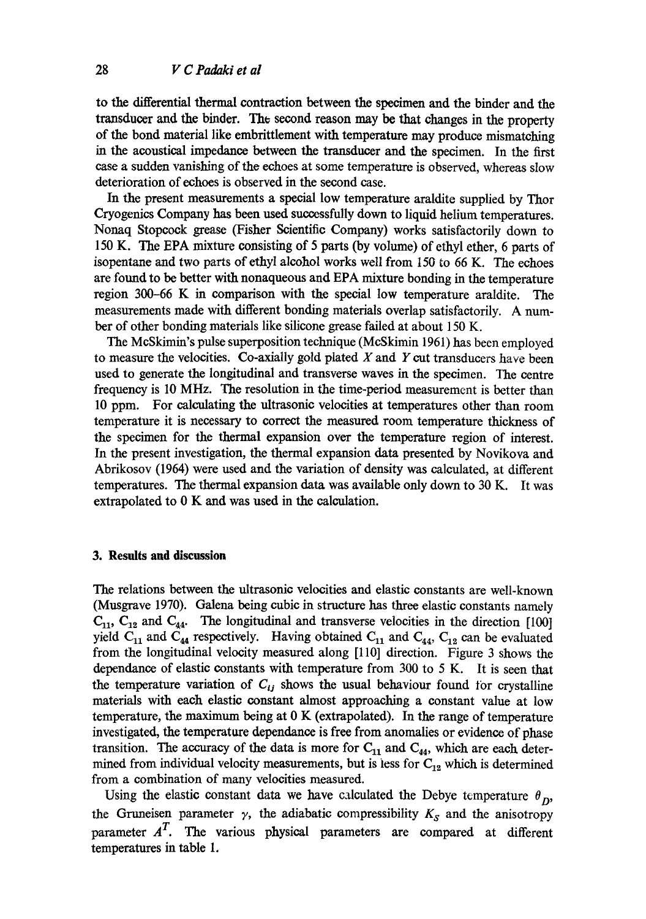to the differential thermal contraction between the specimen and the binder and the transducer and the binder. The second reason may be that changes in the property of the bond material like embrittlement with temperature may produce mismatching in the acoustical impedance between the transducer and the specimen. In the first case a sudden vanishing of the echoes at some temperature is observed, whereas slow deterioration of echoes is observed in the second case.

In the present measurements a special low temperature araldite supplied by Thor Cryogenics Company has been used successfully down to liquid helium temperatures. Nonaq Stopcock grease (Fisher Scientific Company) works satisfactorily down to 150 K. The EPA mixture consisting of 5 parts (by volume) of ethyl ether, 6 parts of isopentane and two parts of ethyl alcohol works well from 150 to 66 K. The echoes are found to be better with nonaqueous and EPA mixture bonding in the temperature region 300–66 K in comparison with the special low temperature araldite. The measurements made with different bonding materials overlap satisfactorily. A number of other bonding materials like silicone grease failed at about 150 K.

The McSkimin's pulse superposition technique (McSkimin 1961) has been employed to measure the velocities. Co-axially gold plated $X$ and $Y$ cut transducers have been used to generate the longitudinal and transverse waves in the specimen. The centre frequency is 10 MHz. The resolution in the time-period measurement is better than 10 ppm. For calculating the ultrasonic velocities at temperatures other than room temperature it is necessary to correct the measured room temperature thickness of the specimen for the thermal expansion over the temperature region of interest. In the present investigation, the thermal expansion data presented by Novikova and Abrikosov (1964) were used and the variation of density was calculated, at different temperatures. The thermal expansion data was available only down to 30 K. It was extrapolated to 0 K and was used in the calculation.

## 3. Results and discussion

The relations between the ultrasonic velocities and elastic constants are well-known (Musgrave 1970). Galena being cubic in structure has three elastic constants namely $C_{11}$, $C_{12}$ and $C_{44}$. The longitudinal and transverse velocities in the direction [100] yield $C_{11}$ and $C_{44}$ respectively. Having obtained $C_{11}$ and $C_{44}$, $C_{12}$ can be evaluated from the longitudinal velocity measured along [110] direction. Figure 3 shows the dependance of elastic constants with temperature from 300 to 5 K. It is seen that the temperature variation of $C_{ij}$ shows the usual behaviour found for crystalline materials with each elastic constant almost approaching a constant value at low temperature, the maximum being at 0 K (extrapolated). In the range of temperature investigated, the temperature dependance is free from anomalies or evidence of phase transition. The accuracy of the data is more for $C_{11}$ and $C_{44}$, which are each determined from individual velocity measurements, but is less for $C_{12}$ which is determined from a combination of many velocities measured.

Using the elastic constant data we have calculated the Debye temperature $\theta_D$, the Gruneisen parameter $\gamma$, the adiabatic compressibility $K_S$ and the anisotropy parameter $A^T$. The various physical parameters are compared at different temperatures in table 1.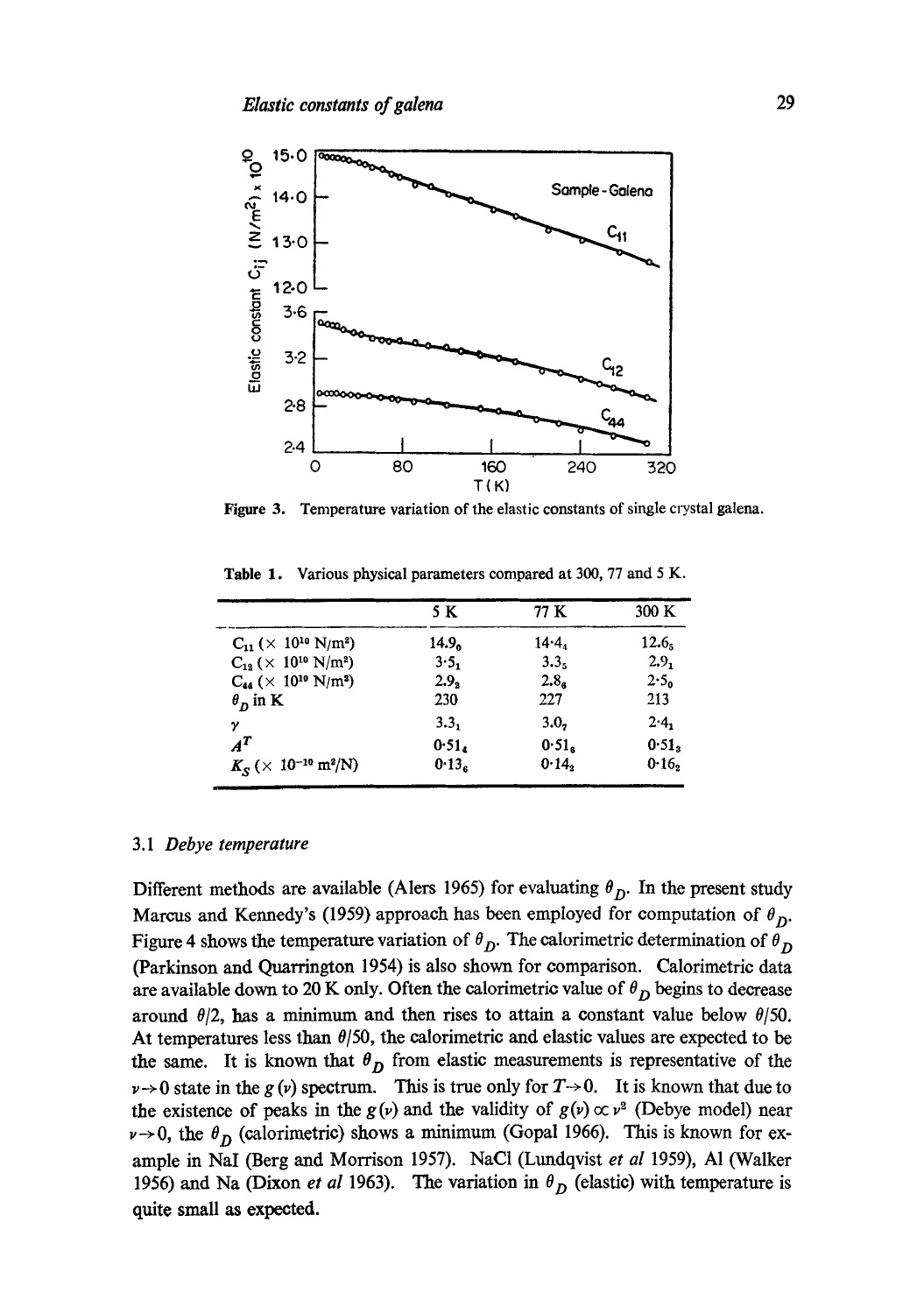Figure 3. Temperature variation of the elastic constants of single crystal galena.

Table 1. Various physical parameters compared at 300, 77 and 5 K.

| | 5 K | 77 K | 300 K |
|---|---|---|---|
| $C_{11}$ ($\times$ $10^{10}$ N/m$^2$) | $14.9_0$ | $14.4_4$ | $12.6_5$ |
| $C_{12}$ ($\times$ $10^{10}$ N/m$^2$) | $3.5_1$ | $3.3_5$ | $2.9_1$ |
| $C_{44}$ ($\times$ $10^{10}$ N/m$^2$) | $2.9_2$ | $2.8_6$ | $2.5_0$ |
| $\theta_D$ in K | 230 | 227 | 213 |
| $\gamma$ | $3.3_1$ | $3.0_7$ | $2.4_1$ |
| $A^T$ | $0.51_4$ | $0.51_6$ | $0.51_3$ |
| $K_S$ ($\times$ $10^{-10}$ m$^2$/N) | $0.13_6$ | $0.14_2$ | $0.16_2$ |

### 3.1 *Debye temperature*

Different methods are available (Alers 1965) for evaluating $\theta_D$. In the present study Marcus and Kennedy's (1959) approach has been employed for computation of $\theta_D$. Figure 4 shows the temperature variation of $\theta_D$. The calorimetric determination of $\theta_D$ (Parkinson and Quarrington 1954) is also shown for comparison. Calorimetric data are available down to 20 K only. Often the calorimetric value of $\theta_D$ begins to decrease around $\theta/2$, has a minimum and then rises to attain a constant value below $\theta/50$. At temperatures less than $\theta/50$, the calorimetric and elastic values are expected to be the same. It is known that $\theta_D$ from elastic measurements is representative of the $\nu \to 0$ state in the $g(\nu)$ spectrum. This is true only for $T \to 0$. It is known that due to the existence of peaks in the $g(\nu)$ and the validity of $g(\nu) \propto \nu^2$ (Debye model) near $\nu \to 0$, the $\theta_D$ (calorimetric) shows a minimum (Gopal 1966). This is known for example in NaI (Berg and Morrison 1957). NaCl (Lundqvist *et al* 1959), Al (Walker 1956) and Na (Dixon *et al* 1963). The variation in $\theta_D$ (elastic) with temperature is quite small as expected.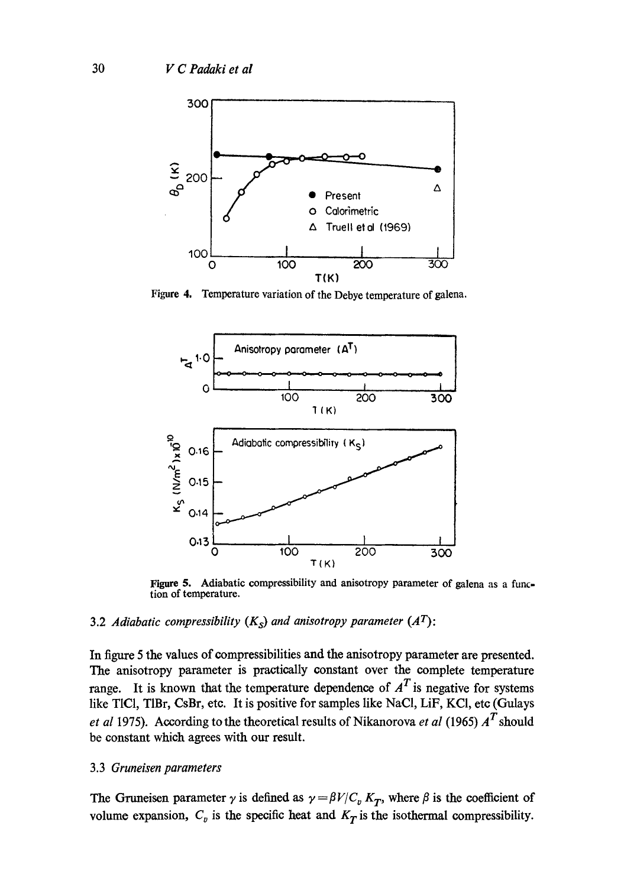Figure 4. Temperature variation of the Debye temperature of galena.

Figure 5. Adiabatic compressibility and anisotropy parameter of galena as a function of temperature.

### 3.2 *Adiabatic compressibility* ($K_S$) *and anisotropy parameter* ($A^T$):

In figure 5 the values of compressibilities and the anisotropy parameter are presented. The anisotropy parameter is practically constant over the complete temperature range. It is known that the temperature dependence of $A^T$ is negative for systems like TlCl, TlBr, CsBr, etc. It is positive for samples like NaCl, LiF, KCl, etc (Gulays *et al* 1975). According to the theoretical results of Nikanorova *et al* (1965) $A^T$ should be constant which agrees with our result.

### 3.3 *Gruneisen parameters*

The Gruneisen parameter $\gamma$ is defined as $\gamma = \beta V / C_v K_T$, where $\beta$ is the coefficient of volume expansion, $C_v$ is the specific heat and $K_T$ is the isothermal compressibility.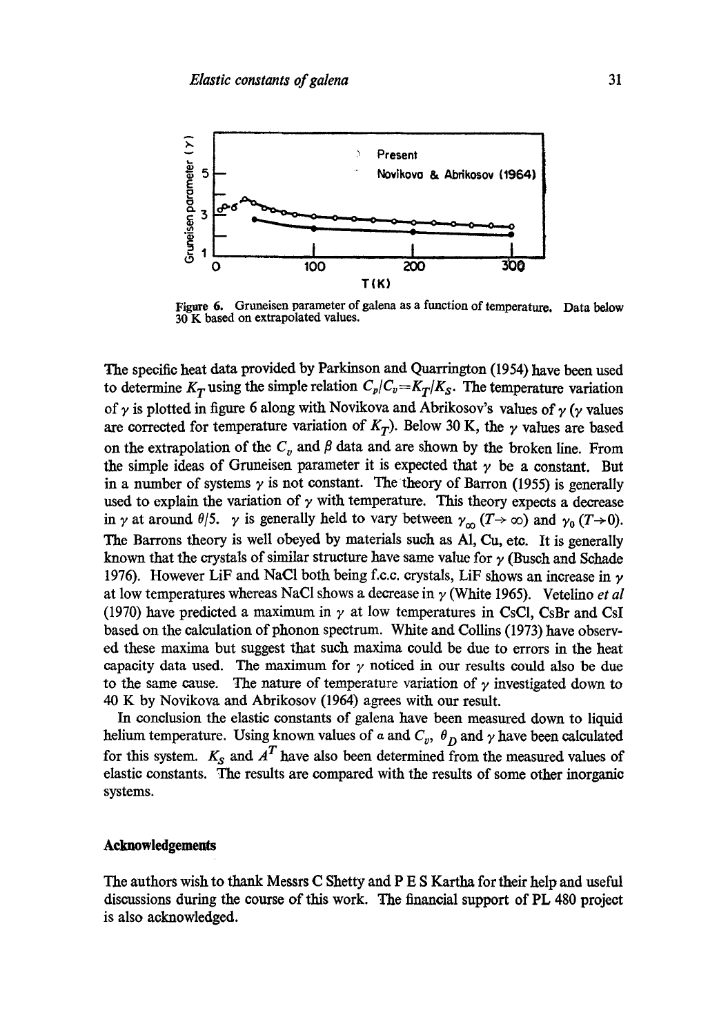Figure 6. Gruneisen parameter of galena as a function of temperature. Data below 30 K based on extrapolated values.

The specific heat data provided by Parkinson and Quarrington (1954) have been used to determine $K_T$ using the simple relation $C_p/C_v = K_T/K_S$. The temperature variation of $\gamma$ is plotted in figure 6 along with Novikova and Abrikosov's values of $\gamma$ ($\gamma$ values are corrected for temperature variation of $K_T$). Below 30 K, the $\gamma$ values are based on the extrapolation of the $C_v$ and $\beta$ data and are shown by the broken line. From the simple ideas of Gruneisen parameter it is expected that $\gamma$ be a constant. But in a number of systems $\gamma$ is not constant. The theory of Barron (1955) is generally used to explain the variation of $\gamma$ with temperature. This theory expects a decrease in $\gamma$ at around $\theta/5$. $\gamma$ is generally held to vary between $\gamma_\infty$ ($T \to \infty$) and $\gamma_0$ ($T \to 0$). The Barrons theory is well obeyed by materials such as Al, Cu, etc. It is generally known that the crystals of similar structure have same value for $\gamma$ (Busch and Schade 1976). However LiF and NaCl both being f.c.c. crystals, LiF shows an increase in $\gamma$ at low temperatures whereas NaCl shows a decrease in $\gamma$ (White 1965). Vetelino *et al* (1970) have predicted a maximum in $\gamma$ at low temperatures in CsCl, CsBr and CsI based on the calculation of phonon spectrum. White and Collins (1973) have observed these maxima but suggest that such maxima could be due to errors in the heat capacity data used. The maximum for $\gamma$ noticed in our results could also be due to the same cause. The nature of temperature variation of $\gamma$ investigated down to 40 K by Novikova and Abrikosov (1964) agrees with our result.

In conclusion the elastic constants of galena have been measured down to liquid helium temperature. Using known values of $\alpha$ and $C_v$, $\theta_D$ and $\gamma$ have been calculated for this system. $K_S$ and $A^T$ have also been determined from the measured values of elastic constants. The results are compared with the results of some other inorganic systems.

## Acknowledgements

The authors wish to thank Messrs C Shetty and P E S Kartha for their help and useful discussions during the course of this work. The financial support of PL 480 project is also acknowledged.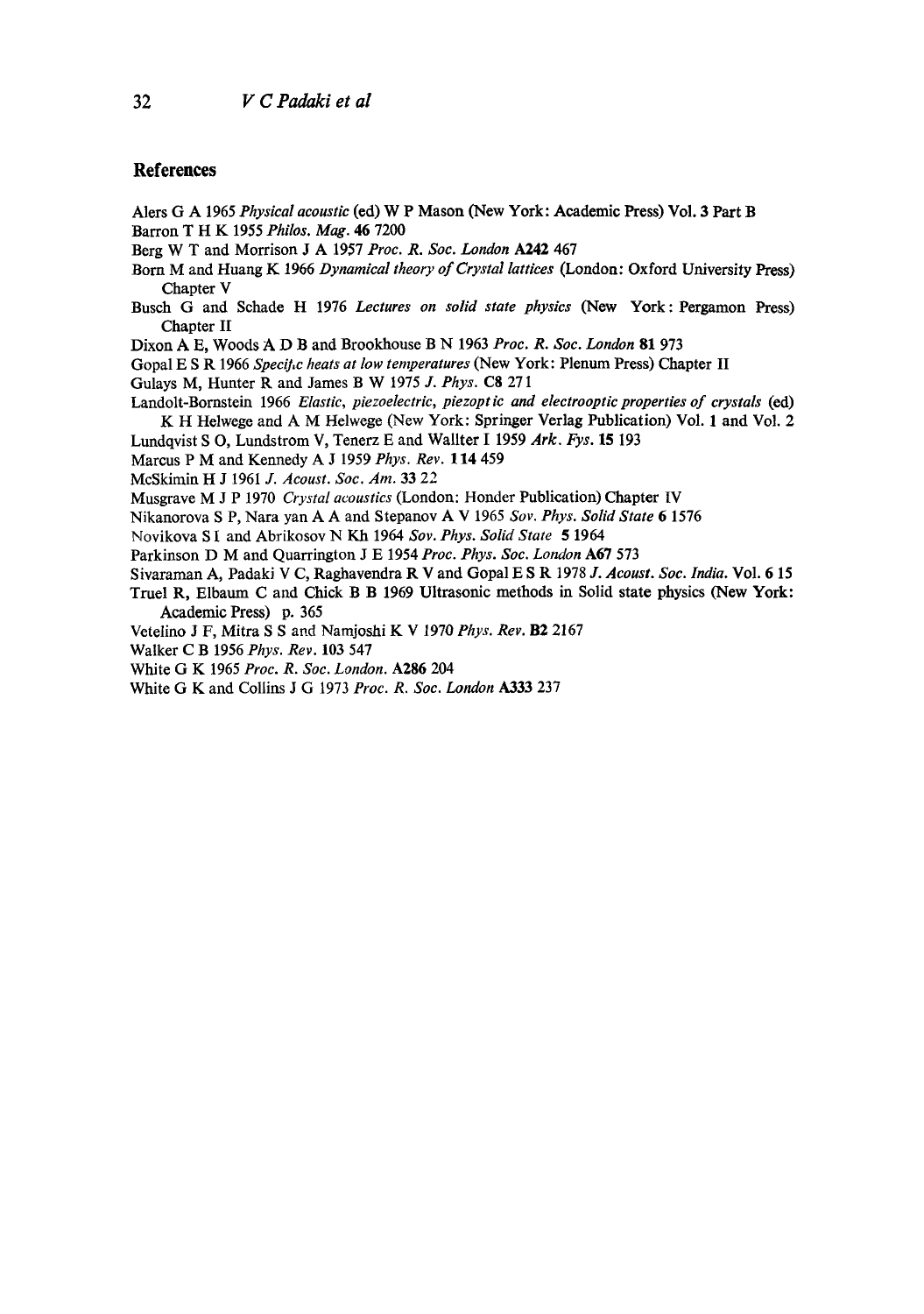## References

Alers G A 1965 *Physical acoustic* (ed) W P Mason (New York: Academic Press) Vol. 3 Part B

Barron T H K 1955 *Philos. Mag.* **46** 7200

Berg W T and Morrison J A 1957 *Proc. R. Soc. London* **A242** 467

Born M and Huang K 1966 *Dynamical theory of Crystal lattices* (London: Oxford University Press) Chapter V

Busch G and Schade H 1976 *Lectures on solid state physics* (New York: Pergamon Press) Chapter II

Dixon A E, Woods A D B and Brookhouse B N 1963 *Proc. R. Soc. London* **81** 973

Gopal E S R 1966 *Specific heats at low temperatures* (New York: Plenum Press) Chapter II

Gulays M, Hunter R and James B W 1975 *J. Phys.* **C8** 271

Landolt-Bornstein 1966 *Elastic, piezoelectric, piezoptic and electrooptic properties of crystals* (ed) K H Helwege and A M Helwege (New York: Springer Verlag Publication) Vol. 1 and Vol. 2

Lundqvist S O, Lundstrom V, Tenerz E and Wallter I 1959 *Ark. Fys.* **15** 193

Marcus P M and Kennedy A J 1959 *Phys. Rev.* **114** 459

McSkimin H J 1961 *J. Acoust. Soc. Am.* **33** 22

Musgrave M J P 1970 *Crystal acoustics* (London: Honder Publication) Chapter IV

Nikanorova S P, Nara yan A A and Stepanov A V 1965 *Sov. Phys. Solid State* **6** 1576

Novikova S I and Abrikosov N Kh 1964 *Sov. Phys. Solid State* **5** 1964

Parkinson D M and Quarrington J E 1954 *Proc. Phys. Soc. London* **A67** 573

Sivaraman A, Padaki V C, Raghavendra R V and Gopal E S R 1978 *J. Acoust. Soc. India*. Vol. **6** 15

Truel R, Elbaum C and Chick B B 1969 Ultrasonic methods in Solid state physics (New York: Academic Press) p. 365

Vetelino J F, Mitra S S and Namjoshi K V 1970 *Phys. Rev.* **B2** 2167

Walker C B 1956 *Phys. Rev.* **103** 547

White G K 1965 *Proc. R. Soc. London.* **A286** 204

White G K and Collins J G 1973 *Proc. R. Soc. London* **A333** 237